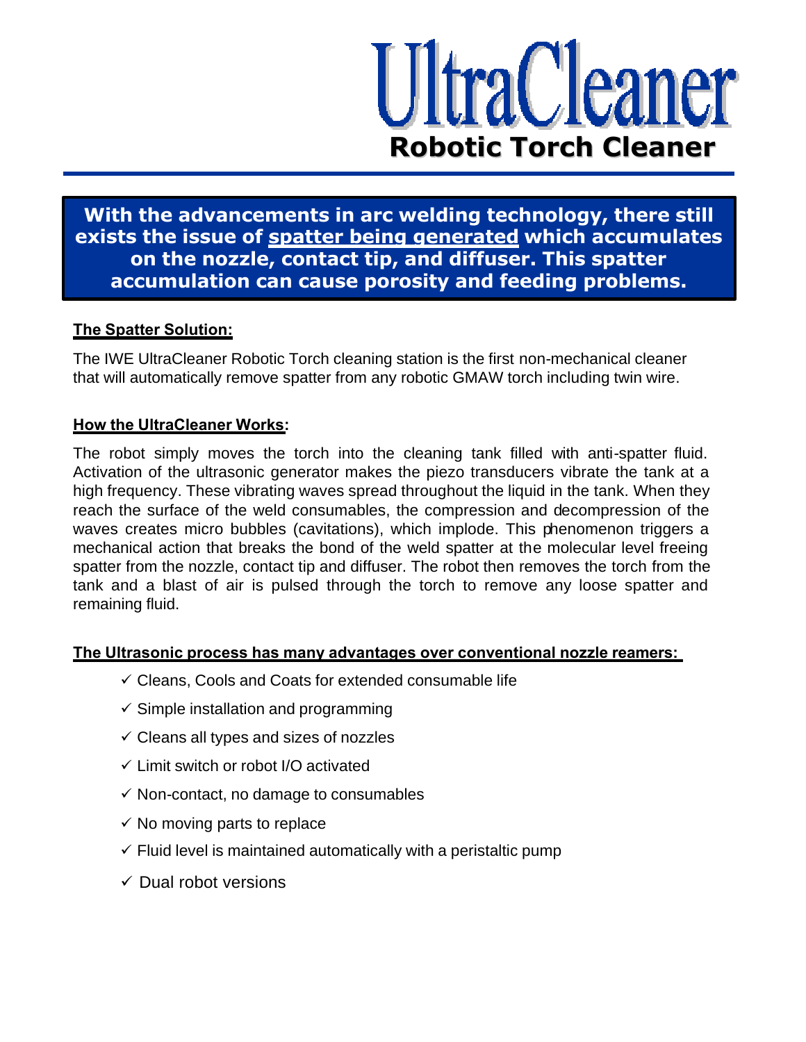# UltraCleaner

## Robotic Torch Cleaner

**With the advancements in arc welding technology, there still exists the issue of spatter being generated which accumulates on the nozzle, contact tip, and diffuser. This spatter accumulation can cause porosity and feeding problems.**

**The Spatter Solution:**

The IWE UltraCleaner Robotic Torch cleaning station is the first non-mechanical cleaner that will automatically remove spatter from any robotic GMAW torch including twin wire.

**How the UltraCleaner Works:**

The robot simply moves the torch into the cleaning tank filled with anti-spatter fluid. Activation of the ultrasonic generator makes the piezo transducers vibrate the tank at a high frequency. These vibrating waves spread throughout the liquid in the tank. When they reach the surface of the weld consumables, the compression and decompression of the waves creates micro bubbles (cavitations), which implode. This phenomenon triggers a mechanical action that breaks the bond of the weld spatter at the molecular level freeing spatter from the nozzle, contact tip and diffuser. The robot then removes the torch from the tank and a blast of air is pulsed through the torch to remove any loose spatter and remaining fluid.

**The Ultrasonic process has many advantages over conventional nozzle reamers:**

- ✓ Cleans, Cools and Coats for extended consumable life
- ✓ Simple installation and programming
- ✓ Cleans all types and sizes of nozzles
- ✓ Limit switch or robot I/O activated
- ✓ Non-contact, no damage to consumables
- ✓ No moving parts to replace
- ✓ Fluid level is maintained automatically with a peristaltic pump
- ✓ Dual robot versions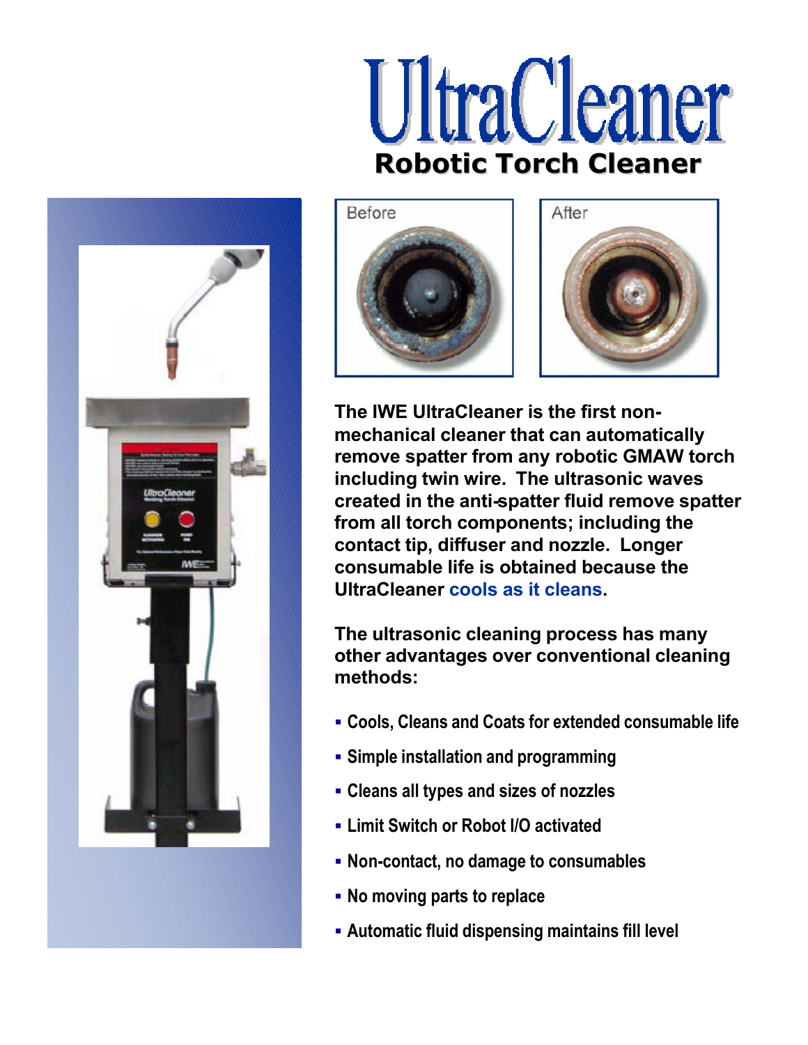# UltraCleaner

## Robotic Torch Cleaner

Before

After

**The IWE UltraCleaner is the first non-mechanical cleaner that can automatically remove spatter from any robotic GMAW torch including twin wire. The ultrasonic waves created in the anti-spatter fluid remove spatter from all torch components; including the contact tip, diffuser and nozzle. Longer consumable life is obtained because the UltraCleaner cools as it cleans.**

**The ultrasonic cleaning process has many other advantages over conventional cleaning methods:**

- **Cools, Cleans and Coats for extended consumable life**
- **Simple installation and programming**
- **Cleans all types and sizes of nozzles**
- **Limit Switch or Robot I/O activated**
- **Non-contact, no damage to consumables**
- **No moving parts to replace**
- **Automatic fluid dispensing maintains fill level**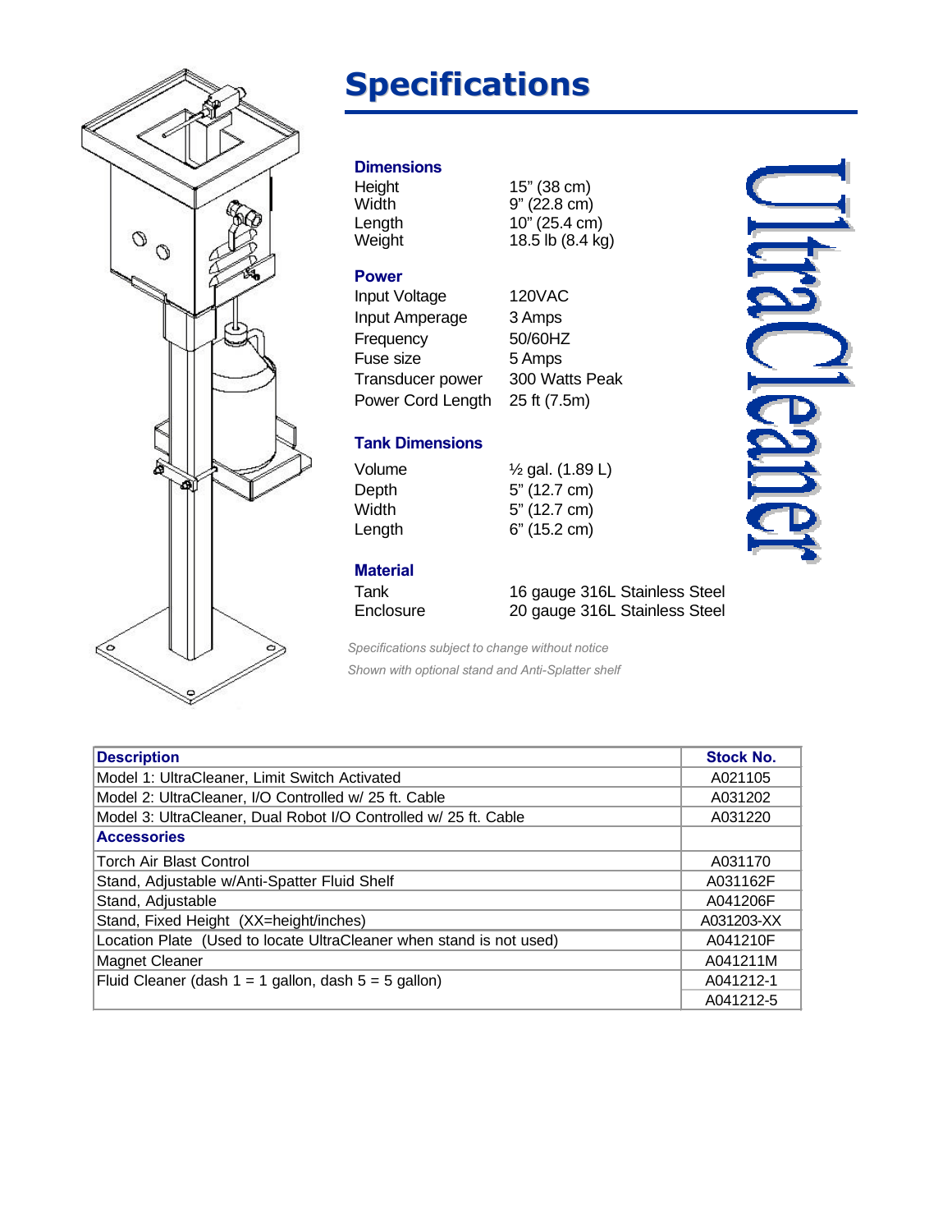# Specifications

### Dimensions

| | |
|---|---|
| Height | 15" (38 cm) |
| Width | 9" (22.8 cm) |
| Length | 10" (25.4 cm) |
| Weight | 18.5 lb (8.4 kg) |

### Power

| | |
|---|---|
| Input Voltage | 120VAC |
| Input Amperage | 3 Amps |
| Frequency | 50/60HZ |
| Fuse size | 5 Amps |
| Transducer power | 300 Watts Peak |
| Power Cord Length | 25 ft (7.5m) |

### Tank Dimensions

| | |
|---|---|
| Volume | ½ gal. (1.89 L) |
| Depth | 5" (12.7 cm) |
| Width | 5" (12.7 cm) |
| Length | 6" (15.2 cm) |

### Material

| | |
|---|---|
| Tank | 16 gauge 316L Stainless Steel |
| Enclosure | 20 gauge 316L Stainless Steel |

*Specifications subject to change without notice*

*Shown with optional stand and Anti-Splatter shelf*

UltraCleaner

| Description | Stock No. |
|---|---|
| Model 1: UltraCleaner, Limit Switch Activated | A021105 |
| Model 2: UltraCleaner, I/O Controlled w/ 25 ft. Cable | A031202 |
| Model 3: UltraCleaner, Dual Robot I/O Controlled w/ 25 ft. Cable | A031220 |
| **Accessories** | |
| Torch Air Blast Control | A031170 |
| Stand, Adjustable w/Anti-Spatter Fluid Shelf | A031162F |
| Stand, Adjustable | A041206F |
| Stand, Fixed Height (XX=height/inches) | A031203-XX |
| Location Plate (Used to locate UltraCleaner when stand is not used) | A041210F |
| Magnet Cleaner | A041211M |
| Fluid Cleaner (dash 1 = 1 gallon, dash 5 = 5 gallon) | A041212-1 |
| | A041212-5 |